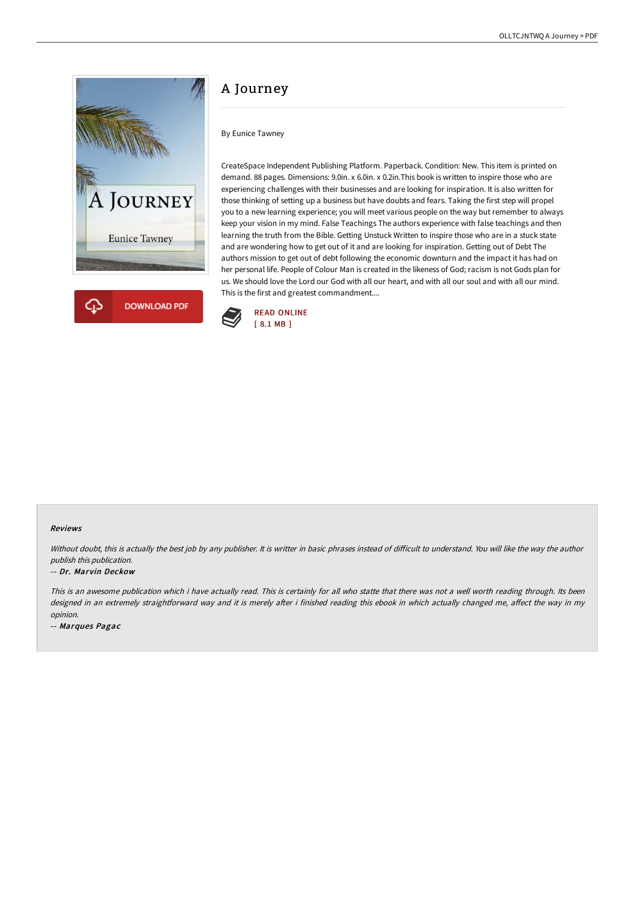# A Journey

By Eunice Tawney

CreateSpace Independent Publishing Platform. Paperback. Condition: New. This item is printed on demand. 88 pages. Dimensions: 9.0in. x 6.0in. x 0.2in.This book is written to inspire those who are experiencing challenges with their businesses and are looking for inspiration. It is also written for those thinking of setting up a business but have doubts and fears. Taking the first step will propel you to a new learning experience; you will meet various people on the way but remember to always keep your vision in my mind. False Teachings The authors experience with false teachings and then learning the truth from the Bible. Getting Unstuck Written to inspire those who are in a stuck state and are wondering how to get out of it and are looking for inspiration. Getting out of Debt The authors mission to get out of debt following the economic downturn and the impact it has had on her personal life. People of Colour Man is created in the likeness of God; racism is not Gods plan for us. We should love the Lord our God with all our heart, and with all our soul and with all our mind. This is the first and greatest commandment....

DOWNLOAD PDF

READ ONLINE
[ 8.1 MB ]

### Reviews

*Without doubt, this is actually the best job by any publisher. It is writter in basic phrases instead of difficult to understand. You will like the way the author publish this publication.*

-- *Dr. Marvin Deckow*

*This is an awesome publication which i have actually read. This is certainly for all who statte that there was not a well worth reading through. Its been designed in an extremely straightforward way and it is merely after i finished reading this ebook in which actually changed me, affect the way in my opinion.*

-- *Marques Pagac*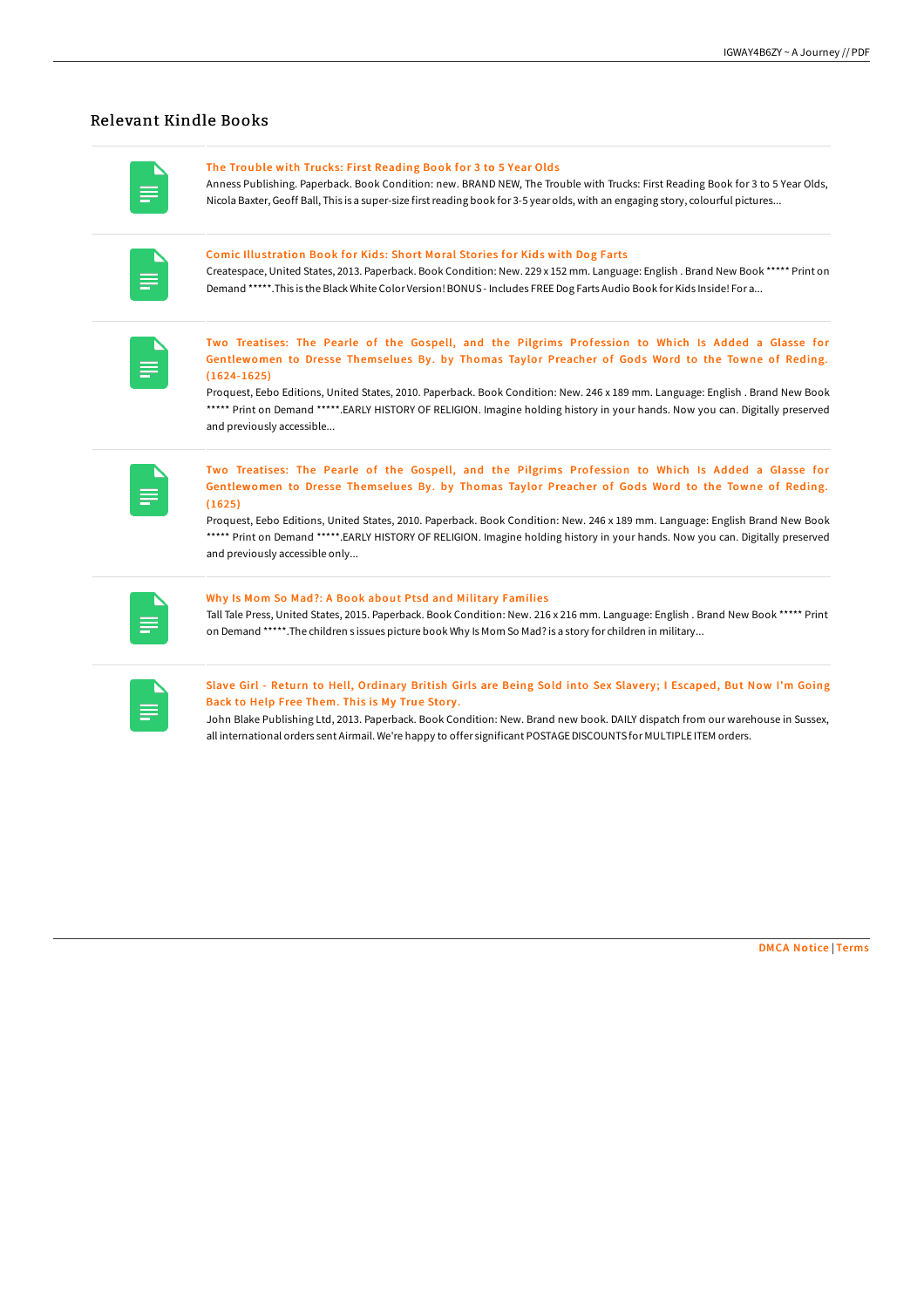## Relevant Kindle Books

### The Trouble with Trucks: First Reading Book for 3 to 5 Year Olds

Anness Publishing. Paperback. Book Condition: new. BRAND NEW, The Trouble with Trucks: First Reading Book for 3 to 5 Year Olds, Nicola Baxter, Geoff Ball, This is a super-size first reading book for 3-5 year olds, with an engaging story, colourful pictures...

### Comic Illustration Book for Kids: Short Moral Stories for Kids with Dog Farts

Createspace, United States, 2013. Paperback. Book Condition: New. 229 x 152 mm. Language: English . Brand New Book ***** Print on Demand *****.This is the Black White Color Version! BONUS - Includes FREE Dog Farts Audio Book for Kids Inside! For a...

### Two Treatises: The Pearle of the Gospell, and the Pilgrims Profession to Which Is Added a Glasse for Gentlewomen to Dresse Themselues By. by Thomas Taylor Preacher of Gods Word to the Towne of Reding. (1624-1625)

Proquest, Eebo Editions, United States, 2010. Paperback. Book Condition: New. 246 x 189 mm. Language: English . Brand New Book ***** Print on Demand *****.EARLY HISTORY OF RELIGION. Imagine holding history in your hands. Now you can. Digitally preserved and previously accessible...

### Two Treatises: The Pearle of the Gospell, and the Pilgrims Profession to Which Is Added a Glasse for Gentlewomen to Dresse Themselues By. by Thomas Taylor Preacher of Gods Word to the Towne of Reding. (1625)

Proquest, Eebo Editions, United States, 2010. Paperback. Book Condition: New. 246 x 189 mm. Language: English Brand New Book ***** Print on Demand *****.EARLY HISTORY OF RELIGION. Imagine holding history in your hands. Now you can. Digitally preserved and previously accessible only...

### Why Is Mom So Mad?: A Book about Ptsd and Military Families

Tall Tale Press, United States, 2015. Paperback. Book Condition: New. 216 x 216 mm. Language: English . Brand New Book ***** Print on Demand *****.The children s issues picture book Why Is Mom So Mad? is a story for children in military...

### Slave Girl - Return to Hell, Ordinary British Girls are Being Sold into Sex Slavery; I Escaped, But Now I'm Going Back to Help Free Them. This is My True Story.

John Blake Publishing Ltd, 2013. Paperback. Book Condition: New. Brand new book. DAILY dispatch from our warehouse in Sussex, all international orders sent Airmail. We're happy to offer significant POSTAGE DISCOUNTS for MULTIPLE ITEM orders.